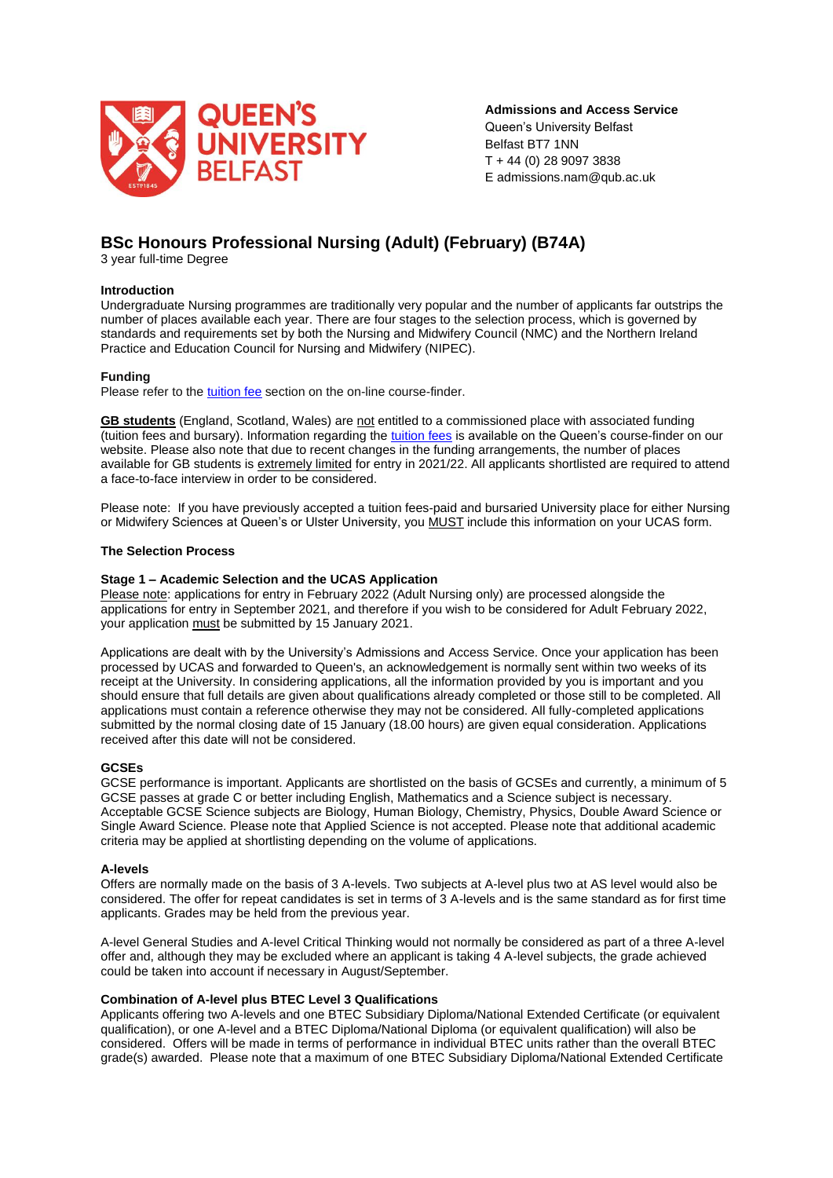**Admissions and Access Service**
Queen's University Belfast
Belfast BT7 1NN
T + 44 (0) 28 9097 3838
E admissions.nam@qub.ac.uk

# BSc Honours Professional Nursing (Adult) (February) (B74A)

3 year full-time Degree

### Introduction

Undergraduate Nursing programmes are traditionally very popular and the number of applicants far outstrips the number of places available each year. There are four stages to the selection process, which is governed by standards and requirements set by both the Nursing and Midwifery Council (NMC) and the Northern Ireland Practice and Education Council for Nursing and Midwifery (NIPEC).

### Funding

Please refer to the tuition fee section on the on-line course-finder.

**GB students** (England, Scotland, Wales) are not entitled to a commissioned place with associated funding (tuition fees and bursary). Information regarding the tuition fees is available on the Queen's course-finder on our website. Please also note that due to recent changes in the funding arrangements, the number of places available for GB students is extremely limited for entry in 2021/22. All applicants shortlisted are required to attend a face-to-face interview in order to be considered.

Please note: If you have previously accepted a tuition fees-paid and bursaried University place for either Nursing or Midwifery Sciences at Queen's or Ulster University, you MUST include this information on your UCAS form.

## The Selection Process

### Stage 1 – Academic Selection and the UCAS Application

Please note: applications for entry in February 2022 (Adult Nursing only) are processed alongside the applications for entry in September 2021, and therefore if you wish to be considered for Adult February 2022, your application must be submitted by 15 January 2021.

Applications are dealt with by the University's Admissions and Access Service. Once your application has been processed by UCAS and forwarded to Queen's, an acknowledgement is normally sent within two weeks of its receipt at the University. In considering applications, all the information provided by you is important and you should ensure that full details are given about qualifications already completed or those still to be completed. All applications must contain a reference otherwise they may not be considered. All fully-completed applications submitted by the normal closing date of 15 January (18.00 hours) are given equal consideration. Applications received after this date will not be considered.

### GCSEs

GCSE performance is important. Applicants are shortlisted on the basis of GCSEs and currently, a minimum of 5 GCSE passes at grade C or better including English, Mathematics and a Science subject is necessary. Acceptable GCSE Science subjects are Biology, Human Biology, Chemistry, Physics, Double Award Science or Single Award Science. Please note that Applied Science is not accepted. Please note that additional academic criteria may be applied at shortlisting depending on the volume of applications.

### A-levels

Offers are normally made on the basis of 3 A-levels. Two subjects at A-level plus two at AS level would also be considered. The offer for repeat candidates is set in terms of 3 A-levels and is the same standard as for first time applicants. Grades may be held from the previous year.

A-level General Studies and A-level Critical Thinking would not normally be considered as part of a three A-level offer and, although they may be excluded where an applicant is taking 4 A-level subjects, the grade achieved could be taken into account if necessary in August/September.

### Combination of A-level plus BTEC Level 3 Qualifications

Applicants offering two A-levels and one BTEC Subsidiary Diploma/National Extended Certificate (or equivalent qualification), or one A-level and a BTEC Diploma/National Diploma (or equivalent qualification) will also be considered. Offers will be made in terms of performance in individual BTEC units rather than the overall BTEC grade(s) awarded. Please note that a maximum of one BTEC Subsidiary Diploma/National Extended Certificate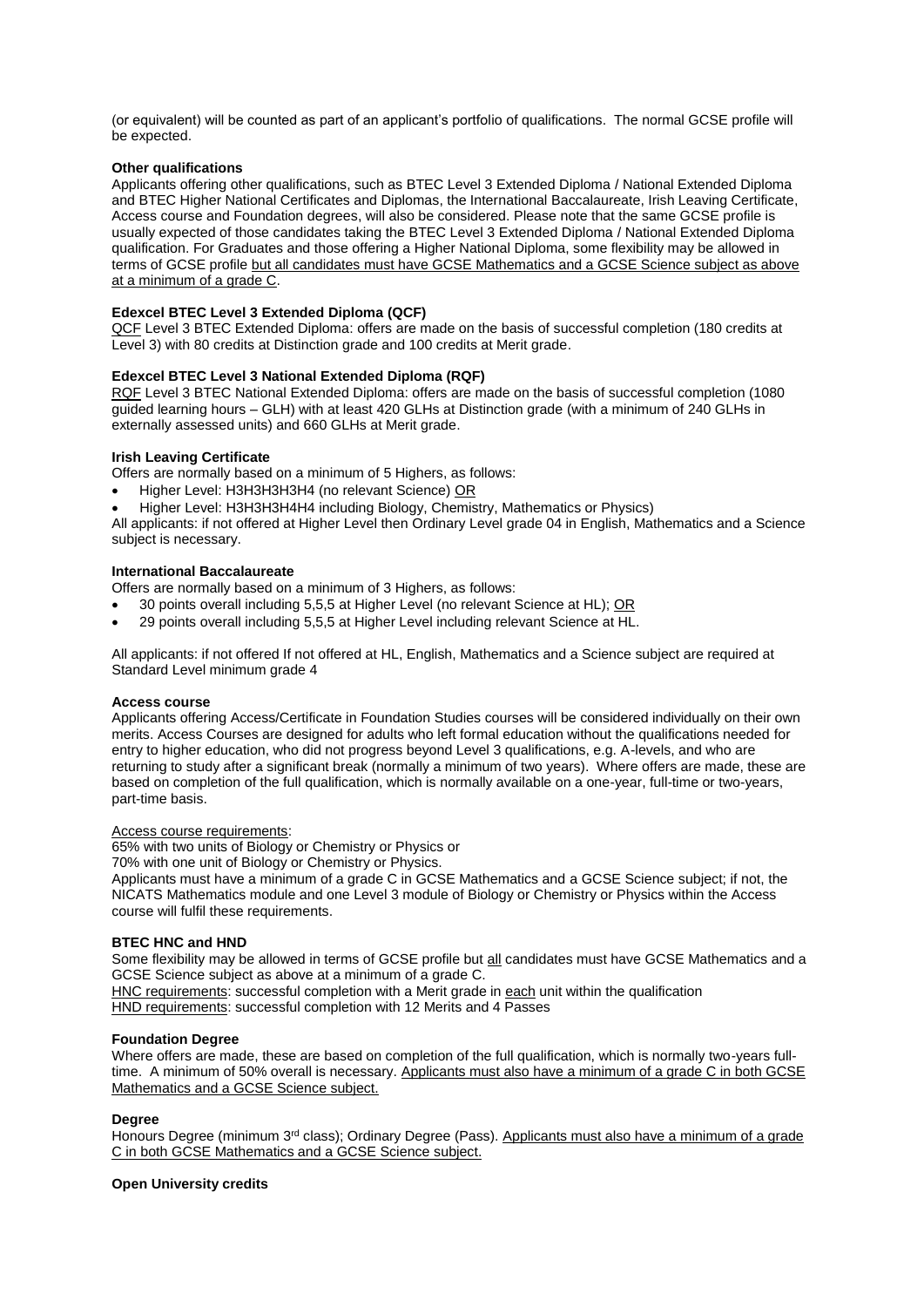(or equivalent) will be counted as part of an applicant's portfolio of qualifications. The normal GCSE profile will be expected.

**Other qualifications**

Applicants offering other qualifications, such as BTEC Level 3 Extended Diploma / National Extended Diploma and BTEC Higher National Certificates and Diplomas, the International Baccalaureate, Irish Leaving Certificate, Access course and Foundation degrees, will also be considered. Please note that the same GCSE profile is usually expected of those candidates taking the BTEC Level 3 Extended Diploma / National Extended Diploma qualification. For Graduates and those offering a Higher National Diploma, some flexibility may be allowed in terms of GCSE profile <u>but all candidates must have GCSE Mathematics and a GCSE Science subject as above at a minimum of a grade C</u>.

**Edexcel BTEC Level 3 Extended Diploma (QCF)**

<u>QCF</u> Level 3 BTEC Extended Diploma: offers are made on the basis of successful completion (180 credits at Level 3) with 80 credits at Distinction grade and 100 credits at Merit grade.

**Edexcel BTEC Level 3 National Extended Diploma (RQF)**

<u>RQF</u> Level 3 BTEC National Extended Diploma: offers are made on the basis of successful completion (1080 guided learning hours – GLH) with at least 420 GLHs at Distinction grade (with a minimum of 240 GLHs in externally assessed units) and 660 GLHs at Merit grade.

**Irish Leaving Certificate**

Offers are normally based on a minimum of 5 Highers, as follows:

- Higher Level: H3H3H3H3H4 (no relevant Science) <u>OR</u>
- Higher Level: H3H3H3H4H4 including Biology, Chemistry, Mathematics or Physics)

All applicants: if not offered at Higher Level then Ordinary Level grade 04 in English, Mathematics and a Science subject is necessary.

**International Baccalaureate**

Offers are normally based on a minimum of 3 Highers, as follows:

- 30 points overall including 5,5,5 at Higher Level (no relevant Science at HL); <u>OR</u>
- 29 points overall including 5,5,5 at Higher Level including relevant Science at HL.

All applicants: if not offered If not offered at HL, English, Mathematics and a Science subject are required at Standard Level minimum grade 4

**Access course**

Applicants offering Access/Certificate in Foundation Studies courses will be considered individually on their own merits. Access Courses are designed for adults who left formal education without the qualifications needed for entry to higher education, who did not progress beyond Level 3 qualifications, e.g. A-levels, and who are returning to study after a significant break (normally a minimum of two years). Where offers are made, these are based on completion of the full qualification, which is normally available on a one-year, full-time or two-years, part-time basis.

<u>Access course requirements</u>:

65% with two units of Biology or Chemistry or Physics or

70% with one unit of Biology or Chemistry or Physics.

Applicants must have a minimum of a grade C in GCSE Mathematics and a GCSE Science subject; if not, the NICATS Mathematics module and one Level 3 module of Biology or Chemistry or Physics within the Access course will fulfil these requirements.

**BTEC HNC and HND**

Some flexibility may be allowed in terms of GCSE profile but <u>all</u> candidates must have GCSE Mathematics and a GCSE Science subject as above at a minimum of a grade C.

<u>HNC requirements</u>: successful completion with a Merit grade in <u>each</u> unit within the qualification

<u>HND requirements</u>: successful completion with 12 Merits and 4 Passes

**Foundation Degree**

Where offers are made, these are based on completion of the full qualification, which is normally two-years full-time. A minimum of 50% overall is necessary. <u>Applicants must also have a minimum of a grade C in both GCSE Mathematics and a GCSE Science subject.</u>

**Degree**

Honours Degree (minimum 3rd class); Ordinary Degree (Pass). <u>Applicants must also have a minimum of a grade C in both GCSE Mathematics and a GCSE Science subject.</u>

**Open University credits**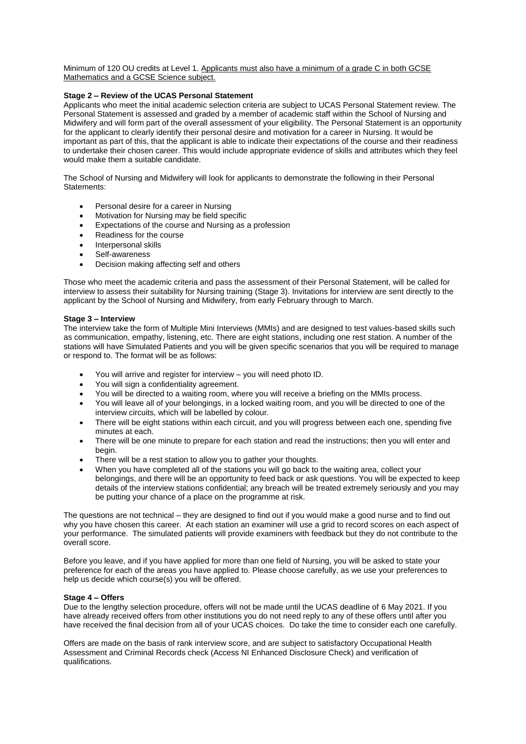Minimum of 120 OU credits at Level 1. Applicants must also have a minimum of a grade C in both GCSE Mathematics and a GCSE Science subject.

**Stage 2 – Review of the UCAS Personal Statement**

Applicants who meet the initial academic selection criteria are subject to UCAS Personal Statement review. The Personal Statement is assessed and graded by a member of academic staff within the School of Nursing and Midwifery and will form part of the overall assessment of your eligibility. The Personal Statement is an opportunity for the applicant to clearly identify their personal desire and motivation for a career in Nursing. It would be important as part of this, that the applicant is able to indicate their expectations of the course and their readiness to undertake their chosen career. This would include appropriate evidence of skills and attributes which they feel would make them a suitable candidate.

The School of Nursing and Midwifery will look for applicants to demonstrate the following in their Personal Statements:

- Personal desire for a career in Nursing
- Motivation for Nursing may be field specific
- Expectations of the course and Nursing as a profession
- Readiness for the course
- Interpersonal skills
- Self-awareness
- Decision making affecting self and others

Those who meet the academic criteria and pass the assessment of their Personal Statement, will be called for interview to assess their suitability for Nursing training (Stage 3). Invitations for interview are sent directly to the applicant by the School of Nursing and Midwifery, from early February through to March.

**Stage 3 – Interview**

The interview take the form of Multiple Mini Interviews (MMIs) and are designed to test values-based skills such as communication, empathy, listening, etc. There are eight stations, including one rest station. A number of the stations will have Simulated Patients and you will be given specific scenarios that you will be required to manage or respond to. The format will be as follows:

- You will arrive and register for interview – you will need photo ID.
- You will sign a confidentiality agreement.
- You will be directed to a waiting room, where you will receive a briefing on the MMIs process.
- You will leave all of your belongings, in a locked waiting room, and you will be directed to one of the interview circuits, which will be labelled by colour.
- There will be eight stations within each circuit, and you will progress between each one, spending five minutes at each.
- There will be one minute to prepare for each station and read the instructions; then you will enter and begin.
- There will be a rest station to allow you to gather your thoughts.
- When you have completed all of the stations you will go back to the waiting area, collect your belongings, and there will be an opportunity to feed back or ask questions. You will be expected to keep details of the interview stations confidential; any breach will be treated extremely seriously and you may be putting your chance of a place on the programme at risk.

The questions are not technical – they are designed to find out if you would make a good nurse and to find out why you have chosen this career. At each station an examiner will use a grid to record scores on each aspect of your performance. The simulated patients will provide examiners with feedback but they do not contribute to the overall score.

Before you leave, and if you have applied for more than one field of Nursing, you will be asked to state your preference for each of the areas you have applied to. Please choose carefully, as we use your preferences to help us decide which course(s) you will be offered.

**Stage 4 – Offers**

Due to the lengthy selection procedure, offers will not be made until the UCAS deadline of 6 May 2021. If you have already received offers from other institutions you do not need reply to any of these offers until after you have received the final decision from all of your UCAS choices. Do take the time to consider each one carefully.

Offers are made on the basis of rank interview score, and are subject to satisfactory Occupational Health Assessment and Criminal Records check (Access NI Enhanced Disclosure Check) and verification of qualifications.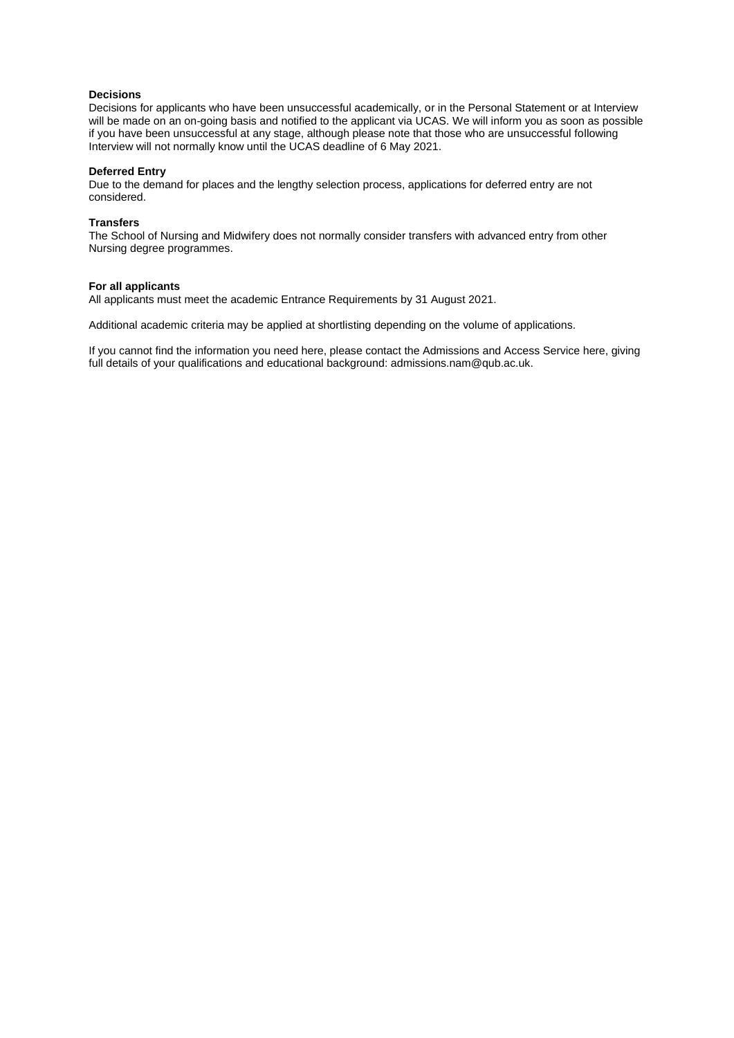**Decisions**
Decisions for applicants who have been unsuccessful academically, or in the Personal Statement or at Interview will be made on an on-going basis and notified to the applicant via UCAS. We will inform you as soon as possible if you have been unsuccessful at any stage, although please note that those who are unsuccessful following Interview will not normally know until the UCAS deadline of 6 May 2021.

**Deferred Entry**
Due to the demand for places and the lengthy selection process, applications for deferred entry are not considered.

**Transfers**
The School of Nursing and Midwifery does not normally consider transfers with advanced entry from other Nursing degree programmes.

**For all applicants**
All applicants must meet the academic Entrance Requirements by 31 August 2021.

Additional academic criteria may be applied at shortlisting depending on the volume of applications.

If you cannot find the information you need here, please contact the Admissions and Access Service here, giving full details of your qualifications and educational background: admissions.nam@qub.ac.uk.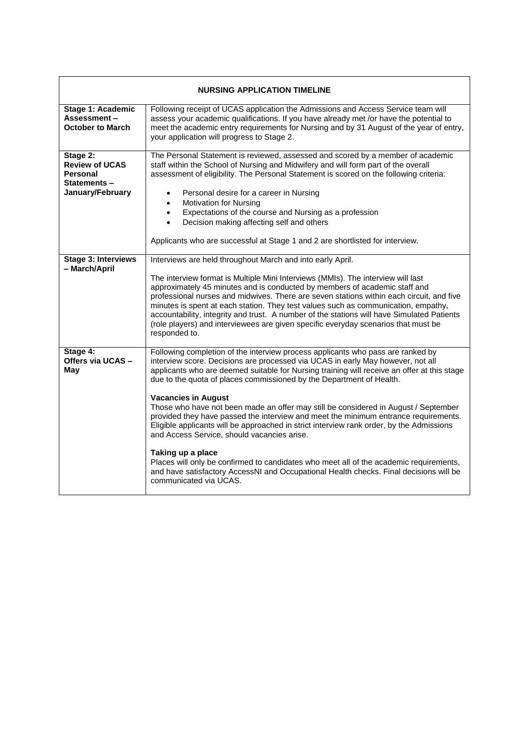| NURSING APPLICATION TIMELINE | |
|---|---|
| **Stage 1: Academic Assessment – October to March** | Following receipt of UCAS application the Admissions and Access Service team will assess your academic qualifications. If you have already met /or have the potential to meet the academic entry requirements for Nursing and by 31 August of the year of entry, your application will progress to Stage 2. |
| **Stage 2: Review of UCAS Personal Statements – January/February** | The Personal Statement is reviewed, assessed and scored by a member of academic staff within the School of Nursing and Midwifery and will form part of the overall assessment of eligibility. The Personal Statement is scored on the following criteria:<br><br>• Personal desire for a career in Nursing<br>• Motivation for Nursing<br>• Expectations of the course and Nursing as a profession<br>• Decision making affecting self and others<br><br>Applicants who are successful at Stage 1 and 2 are shortlisted for interview. |
| **Stage 3: Interviews – March/April** | Interviews are held throughout March and into early April.<br><br>The interview format is Multiple Mini Interviews (MMIs). The interview will last approximately 45 minutes and is conducted by members of academic staff and professional nurses and midwives. There are seven stations within each circuit, and five minutes is spent at each station. They test values such as communication, empathy, accountability, integrity and trust. A number of the stations will have Simulated Patients (role players) and interviewees are given specific everyday scenarios that must be responded to. |
| **Stage 4: Offers via UCAS – May** | Following completion of the interview process applicants who pass are ranked by interview score. Decisions are processed via UCAS in early May however, not all applicants who are deemed suitable for Nursing training will receive an offer at this stage due to the quota of places commissioned by the Department of Health.<br><br>**Vacancies in August**<br>Those who have not been made an offer may still be considered in August / September provided they have passed the interview and meet the minimum entrance requirements. Eligible applicants will be approached in strict interview rank order, by the Admissions and Access Service, should vacancies arise.<br><br>**Taking up a place**<br>Places will only be confirmed to candidates who meet all of the academic requirements, and have satisfactory AccessNI and Occupational Health checks. Final decisions will be communicated via UCAS. |